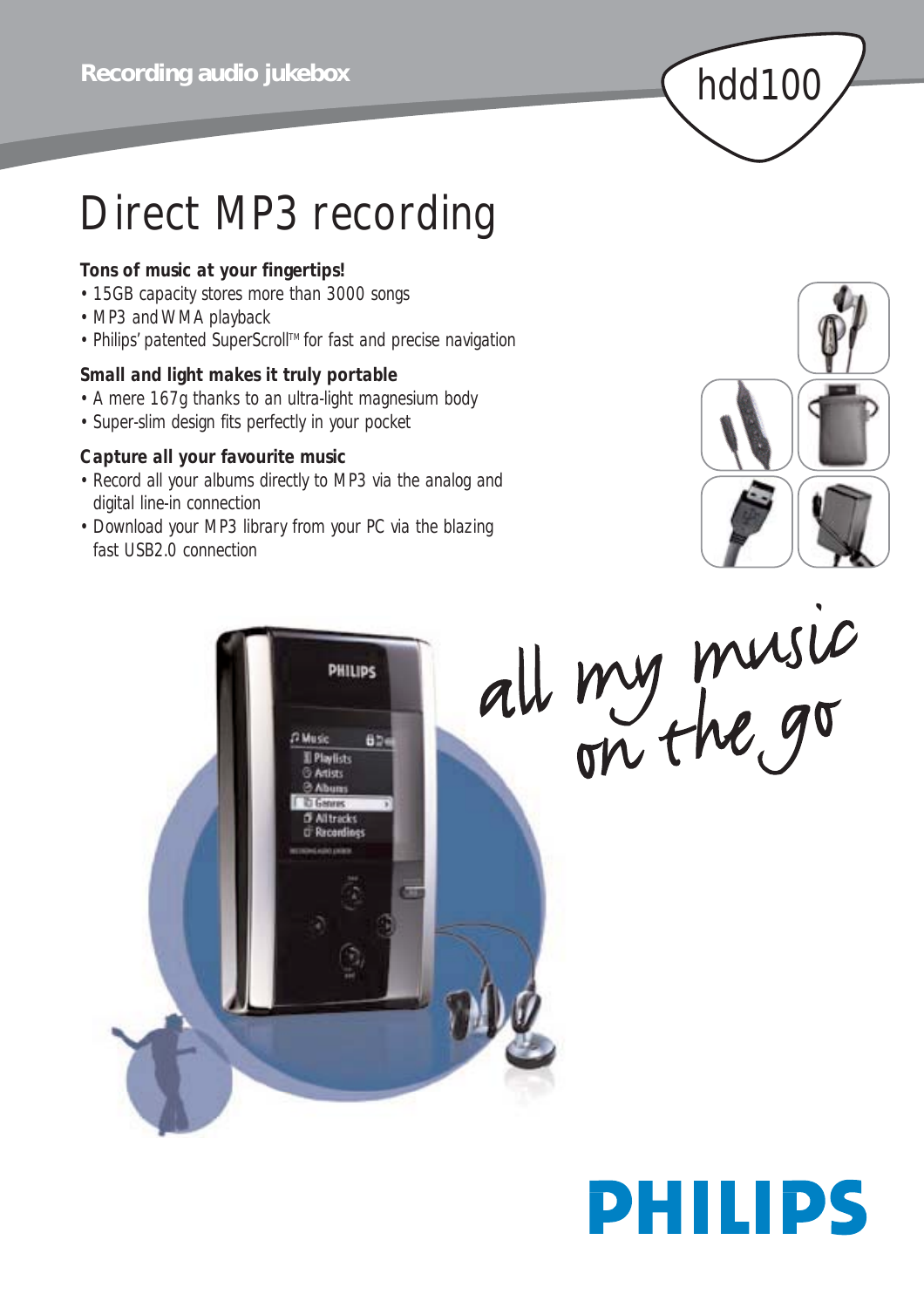Recording audio jukebox

hdd100

# Direct MP3 recording

**Tons of music at your fingertips!**

- 15GB capacity stores more than 3000 songs
- MP3 and WMA playback
- Philips' patented SuperScroll™ for fast and precise navigation

**Small and light makes it truly portable**

- A mere 167g thanks to an ultra-light magnesium body
- Super-slim design fits perfectly in your pocket

**Capture all your favourite music**

- Record all your albums directly to MP3 via the analog and digital line-in connection
- Download your MP3 library from your PC via the blazing fast USB2.0 connection

all my music on the go

PHILIPS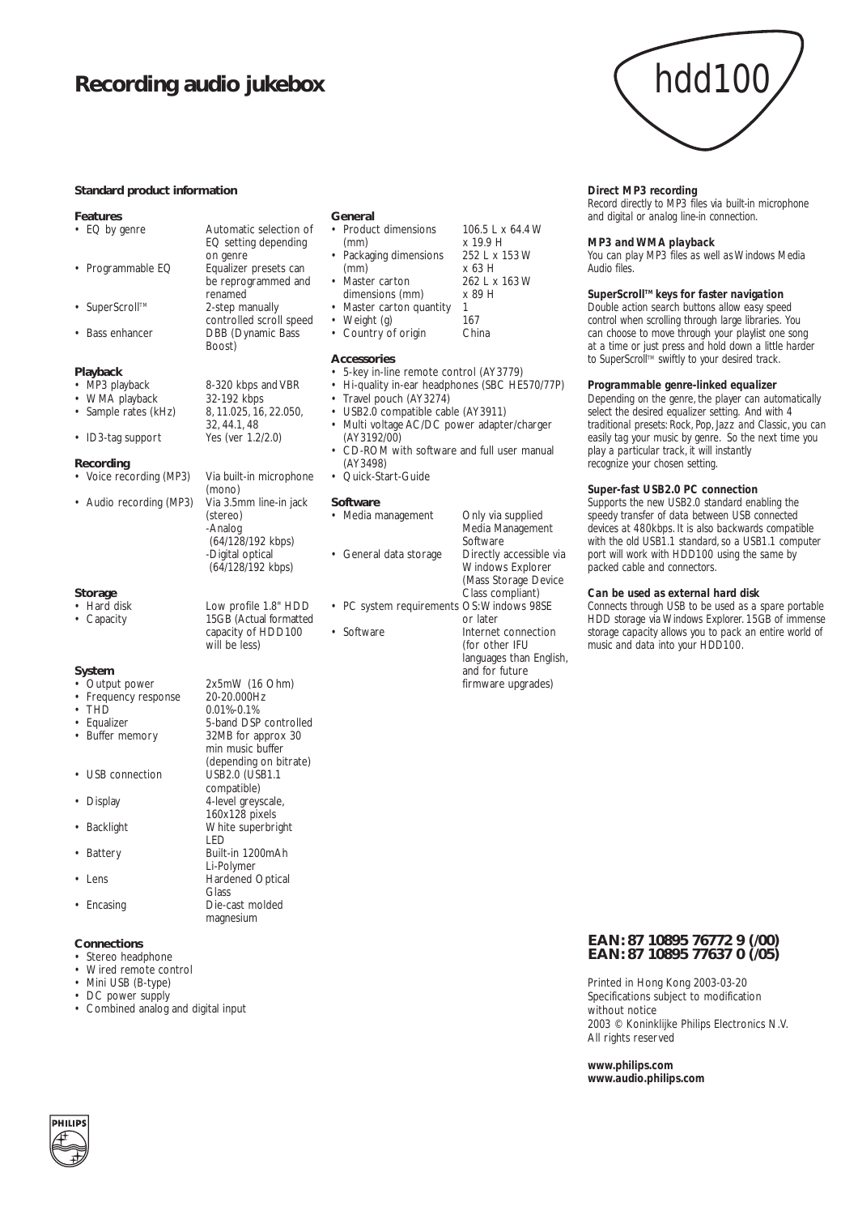# Recording audio jukebox

hdd100

## Standard product information

### Features

| | |
|---|---|
| • EQ by genre | Automatic selection of EQ setting depending on genre |
| • Programmable EQ | Equalizer presets can be reprogrammed and renamed |
| • SuperScroll™ | 2-step manually controlled scroll speed |
| • Bass enhancer | DBB (Dynamic Bass Boost) |

### Playback

| | |
|---|---|
| • MP3 playback | 8-320 kbps and VBR |
| • WMA playback | 32-192 kbps |
| • Sample rates (kHz) | 8, 11.025, 16, 22.050, 32, 44.1, 48 |
| • ID3-tag support | Yes (ver 1.2/2.0) |

### Recording

| | |
|---|---|
| • Voice recording (MP3) | Via built-in microphone (mono) |
| • Audio recording (MP3) | Via 3.5mm line-in jack (stereo) -Analog (64/128/192 kbps) -Digital optical (64/128/192 kbps) |

### Storage

| | |
|---|---|
| • Hard disk | Low profile 1.8" HDD |
| • Capacity | 15GB (Actual formatted capacity of HDD100 will be less) |

### System

| | |
|---|---|
| • Output power | 2x5mW (16 Ohm) |
| • Frequency response | 20-20.000Hz |
| • THD | 0.01%-0.1% |
| • Equalizer | 5-band DSP controlled |
| • Buffer memory | 32MB for approx 30 min music buffer (depending on bitrate) |
| • USB connection | USB2.0 (USB1.1 compatible) |
| • Display | 4-level greyscale, 160x128 pixels |
| • Backlight | White superbright LED |
| • Battery | Built-in 1200mAh Li-Polymer |
| • Lens | Hardened Optical Glass |
| • Encasing | Die-cast molded magnesium |

### Connections

- Stereo headphone
- Wired remote control
- Mini USB (B-type)
- DC power supply
- Combined analog and digital input

### General

| | |
|---|---|
| • Product dimensions (mm) | 106.5 L x 64.4 W x 19.9 H |
| • Packaging dimensions (mm) | 252 L x 153 W x 63 H |
| • Master carton dimensions (mm) | 262 L x 163 W x 89 H |
| • Master carton quantity | 1 |
| • Weight (g) | 167 |
| • Country of origin | China |

### Accessories

- 5-key in-line remote control (AY3779)
- Hi-quality in-ear headphones (SBC HE570/77P)
- Travel pouch (AY3274)
- USB2.0 compatible cable (AY3911)
- Multi voltage AC/DC power adapter/charger (AY3192/00)
- CD-ROM with software and full user manual (AY3498)
- Quick-Start-Guide

### Software

| | |
|---|---|
| • Media management | Only via supplied Media Management Software |
| • General data storage | Directly accessible via Windows Explorer (Mass Storage Device Class compliant) |
| • PC system requirements | OS:Windows 98SE or later |
| • Software | Internet connection (for other IFU languages than English, and for future firmware upgrades) |

**Direct MP3 recording**
*Record directly to MP3 files via built-in microphone and digital or analog line-in connection.*

**MP3 and WMA playback**
*You can play MP3 files as well as Windows Media Audio files.*

**SuperScroll™ keys for faster navigation**
*Double action search buttons allow easy speed control when scrolling through large libraries. You can choose to move through your playlist one song at a time or just press and hold down a little harder to SuperScroll™ swiftly to your desired track.*

**Programmable genre-linked equalizer**
*Depending on the genre, the player can automatically select the desired equalizer setting. And with 4 traditional presets: Rock, Pop, Jazz and Classic, you can easily tag your music by genre. So the next time you play a particular track, it will instantly recognize your chosen setting.*

**Super-fast USB2.0 PC connection**
*Supports the new USB2.0 standard enabling the speedy transfer of data between USB connected devices at 480kbps. It is also backwards compatible with the old USB1.1 standard, so a USB1.1 computer port will work with HDD100 using the same by packed cable and connectors.*

**Can be used as external hard disk**
*Connects through USB to be used as a spare portable HDD storage via Windows Explorer. 15GB of immense storage capacity allows you to pack an entire world of music and data into your HDD100.*

**EAN: 87 10895 76772 9 (/00)**
**EAN: 87 10895 77637 0 (/05)**

Printed in Hong Kong 2003-03-20
Specifications subject to modification without notice
2003 © Koninklijke Philips Electronics N.V.
All rights reserved

**www.philips.com**
**www.audio.philips.com**

PHILIPS